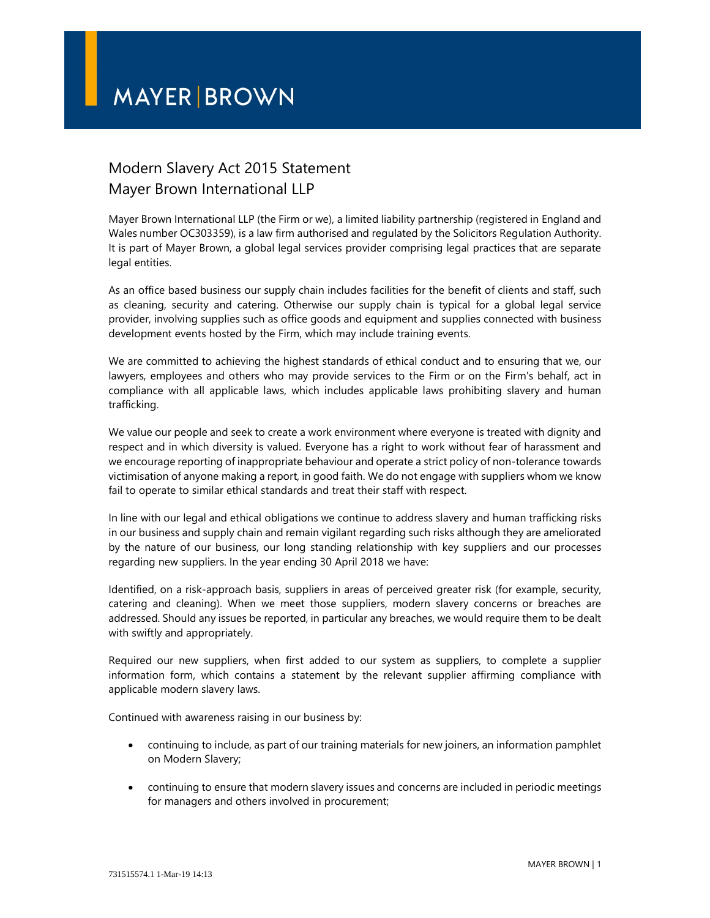# MAYER | BROWN

## Modern Slavery Act 2015 Statement
## Mayer Brown International LLP

Mayer Brown International LLP (the Firm or we), a limited liability partnership (registered in England and Wales number OC303359), is a law firm authorised and regulated by the Solicitors Regulation Authority. It is part of Mayer Brown, a global legal services provider comprising legal practices that are separate legal entities.

As an office based business our supply chain includes facilities for the benefit of clients and staff, such as cleaning, security and catering. Otherwise our supply chain is typical for a global legal service provider, involving supplies such as office goods and equipment and supplies connected with business development events hosted by the Firm, which may include training events.

We are committed to achieving the highest standards of ethical conduct and to ensuring that we, our lawyers, employees and others who may provide services to the Firm or on the Firm's behalf, act in compliance with all applicable laws, which includes applicable laws prohibiting slavery and human trafficking.

We value our people and seek to create a work environment where everyone is treated with dignity and respect and in which diversity is valued. Everyone has a right to work without fear of harassment and we encourage reporting of inappropriate behaviour and operate a strict policy of non-tolerance towards victimisation of anyone making a report, in good faith. We do not engage with suppliers whom we know fail to operate to similar ethical standards and treat their staff with respect.

In line with our legal and ethical obligations we continue to address slavery and human trafficking risks in our business and supply chain and remain vigilant regarding such risks although they are ameliorated by the nature of our business, our long standing relationship with key suppliers and our processes regarding new suppliers. In the year ending 30 April 2018 we have:

Identified, on a risk-approach basis, suppliers in areas of perceived greater risk (for example, security, catering and cleaning). When we meet those suppliers, modern slavery concerns or breaches are addressed. Should any issues be reported, in particular any breaches, we would require them to be dealt with swiftly and appropriately.

Required our new suppliers, when first added to our system as suppliers, to complete a supplier information form, which contains a statement by the relevant supplier affirming compliance with applicable modern slavery laws.

Continued with awareness raising in our business by:

- continuing to include, as part of our training materials for new joiners, an information pamphlet on Modern Slavery;
- continuing to ensure that modern slavery issues and concerns are included in periodic meetings for managers and others involved in procurement;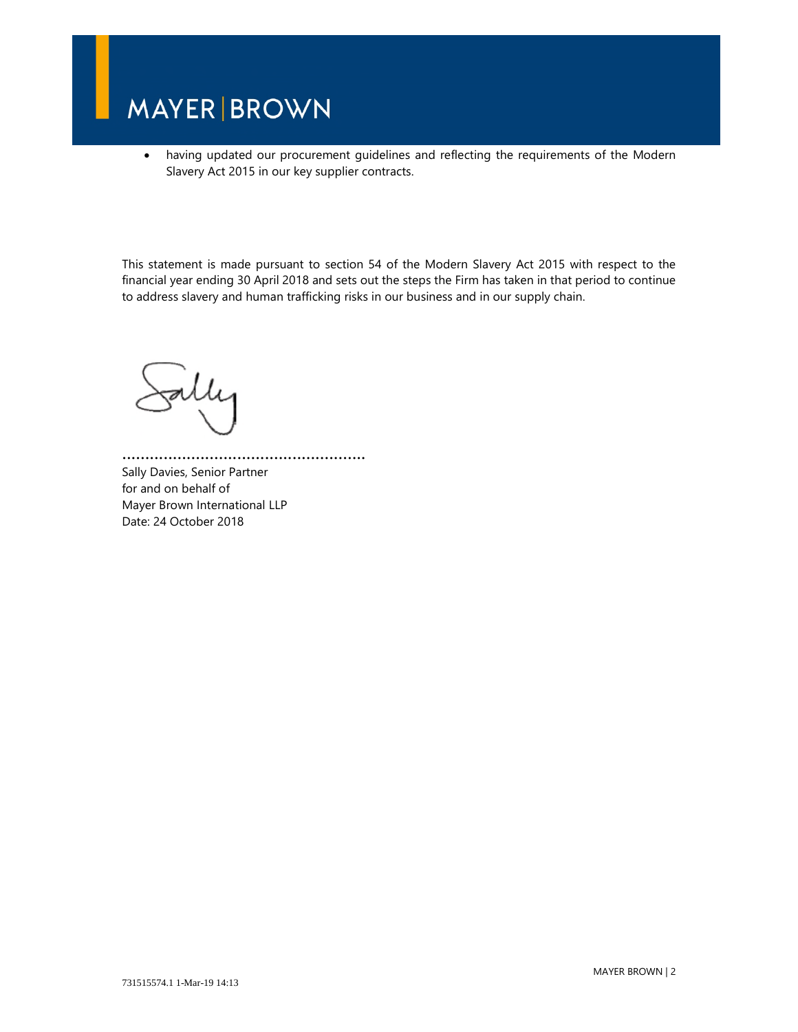- having updated our procurement guidelines and reflecting the requirements of the Modern Slavery Act 2015 in our key supplier contracts.

This statement is made pursuant to section 54 of the Modern Slavery Act 2015 with respect to the financial year ending 30 April 2018 and sets out the steps the Firm has taken in that period to continue to address slavery and human trafficking risks in our business and in our supply chain.

.....................................................

Sally Davies, Senior Partner
for and on behalf of
Mayer Brown International LLP
Date: 24 October 2018

731515574.1 1-Mar-19 14:13